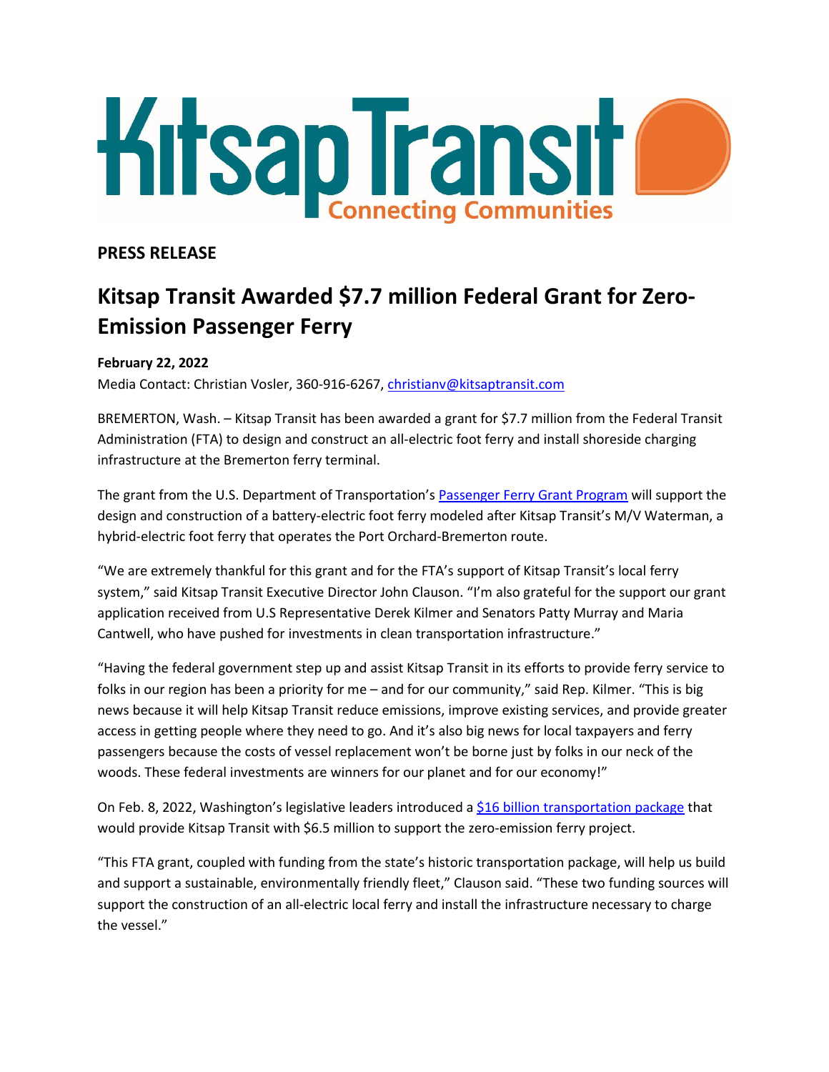Kitsap Transit

Connecting Communities

**PRESS RELEASE**

# Kitsap Transit Awarded $7.7 million Federal Grant for Zero-Emission Passenger Ferry

**February 22, 2022**

Media Contact: Christian Vosler, 360-916-6267, christianv@kitsaptransit.com

BREMERTON, Wash. – Kitsap Transit has been awarded a grant for $7.7 million from the Federal Transit Administration (FTA) to design and construct an all-electric foot ferry and install shoreside charging infrastructure at the Bremerton ferry terminal.

The grant from the U.S. Department of Transportation's Passenger Ferry Grant Program will support the design and construction of a battery-electric foot ferry modeled after Kitsap Transit's M/V Waterman, a hybrid-electric foot ferry that operates the Port Orchard-Bremerton route.

"We are extremely thankful for this grant and for the FTA's support of Kitsap Transit's local ferry system," said Kitsap Transit Executive Director John Clauson. "I'm also grateful for the support our grant application received from U.S Representative Derek Kilmer and Senators Patty Murray and Maria Cantwell, who have pushed for investments in clean transportation infrastructure."

"Having the federal government step up and assist Kitsap Transit in its efforts to provide ferry service to folks in our region has been a priority for me – and for our community," said Rep. Kilmer. "This is big news because it will help Kitsap Transit reduce emissions, improve existing services, and provide greater access in getting people where they need to go. And it's also big news for local taxpayers and ferry passengers because the costs of vessel replacement won't be borne just by folks in our neck of the woods. These federal investments are winners for our planet and for our economy!"

On Feb. 8, 2022, Washington's legislative leaders introduced a $16 billion transportation package that would provide Kitsap Transit with $6.5 million to support the zero-emission ferry project.

"This FTA grant, coupled with funding from the state's historic transportation package, will help us build and support a sustainable, environmentally friendly fleet," Clauson said. "These two funding sources will support the construction of an all-electric local ferry and install the infrastructure necessary to charge the vessel."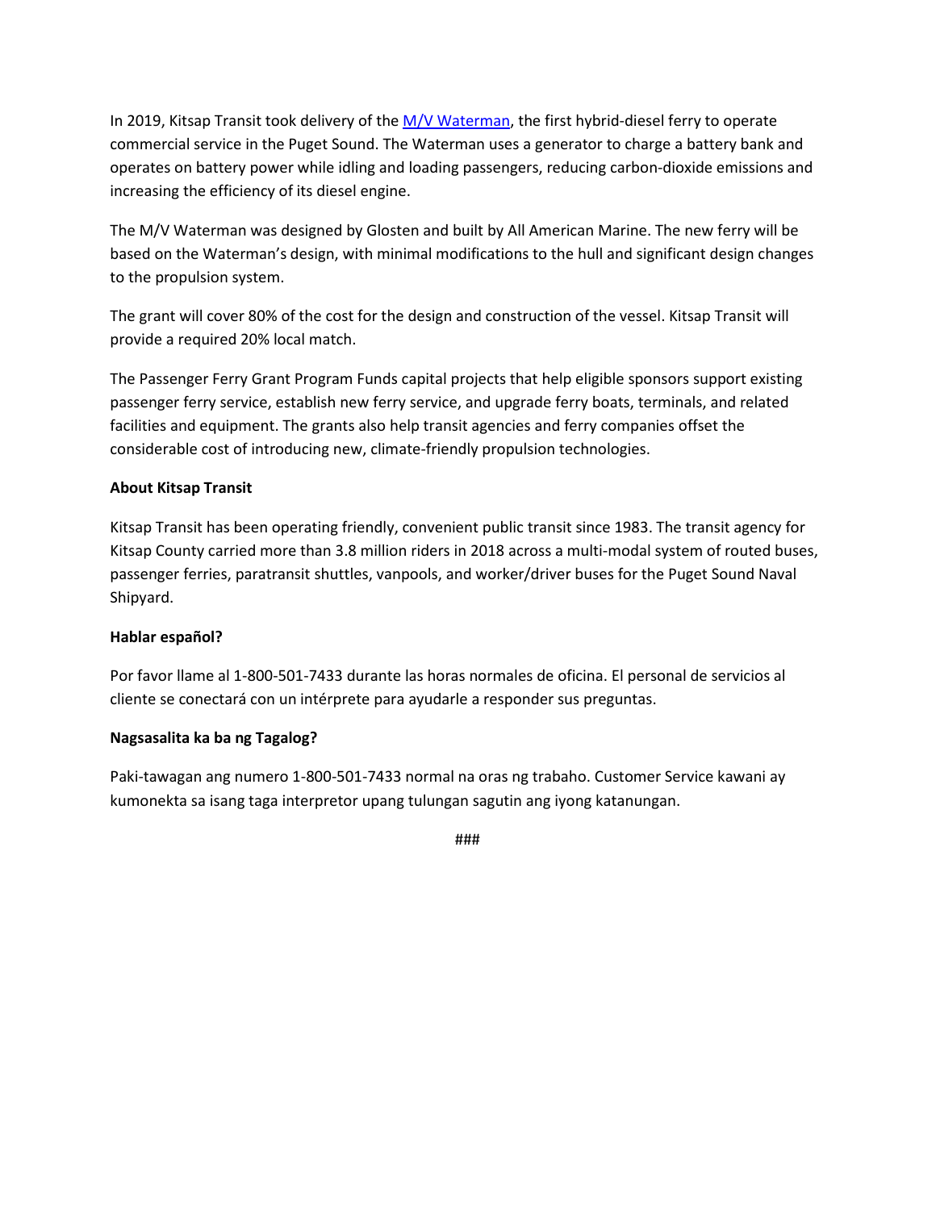In 2019, Kitsap Transit took delivery of the [M/V Waterman](), the first hybrid-diesel ferry to operate commercial service in the Puget Sound. The Waterman uses a generator to charge a battery bank and operates on battery power while idling and loading passengers, reducing carbon-dioxide emissions and increasing the efficiency of its diesel engine.

The M/V Waterman was designed by Glosten and built by All American Marine. The new ferry will be based on the Waterman's design, with minimal modifications to the hull and significant design changes to the propulsion system.

The grant will cover 80% of the cost for the design and construction of the vessel. Kitsap Transit will provide a required 20% local match.

The Passenger Ferry Grant Program Funds capital projects that help eligible sponsors support existing passenger ferry service, establish new ferry service, and upgrade ferry boats, terminals, and related facilities and equipment. The grants also help transit agencies and ferry companies offset the considerable cost of introducing new, climate-friendly propulsion technologies.

**About Kitsap Transit**

Kitsap Transit has been operating friendly, convenient public transit since 1983. The transit agency for Kitsap County carried more than 3.8 million riders in 2018 across a multi-modal system of routed buses, passenger ferries, paratransit shuttles, vanpools, and worker/driver buses for the Puget Sound Naval Shipyard.

**Hablar español?**

Por favor llame al 1-800-501-7433 durante las horas normales de oficina. El personal de servicios al cliente se conectará con un intérprete para ayudarle a responder sus preguntas.

**Nagsasalita ka ba ng Tagalog?**

Paki-tawagan ang numero 1-800-501-7433 normal na oras ng trabaho. Customer Service kawani ay kumonekta sa isang taga interpretor upang tulungan sagutin ang iyong katanungan.

###